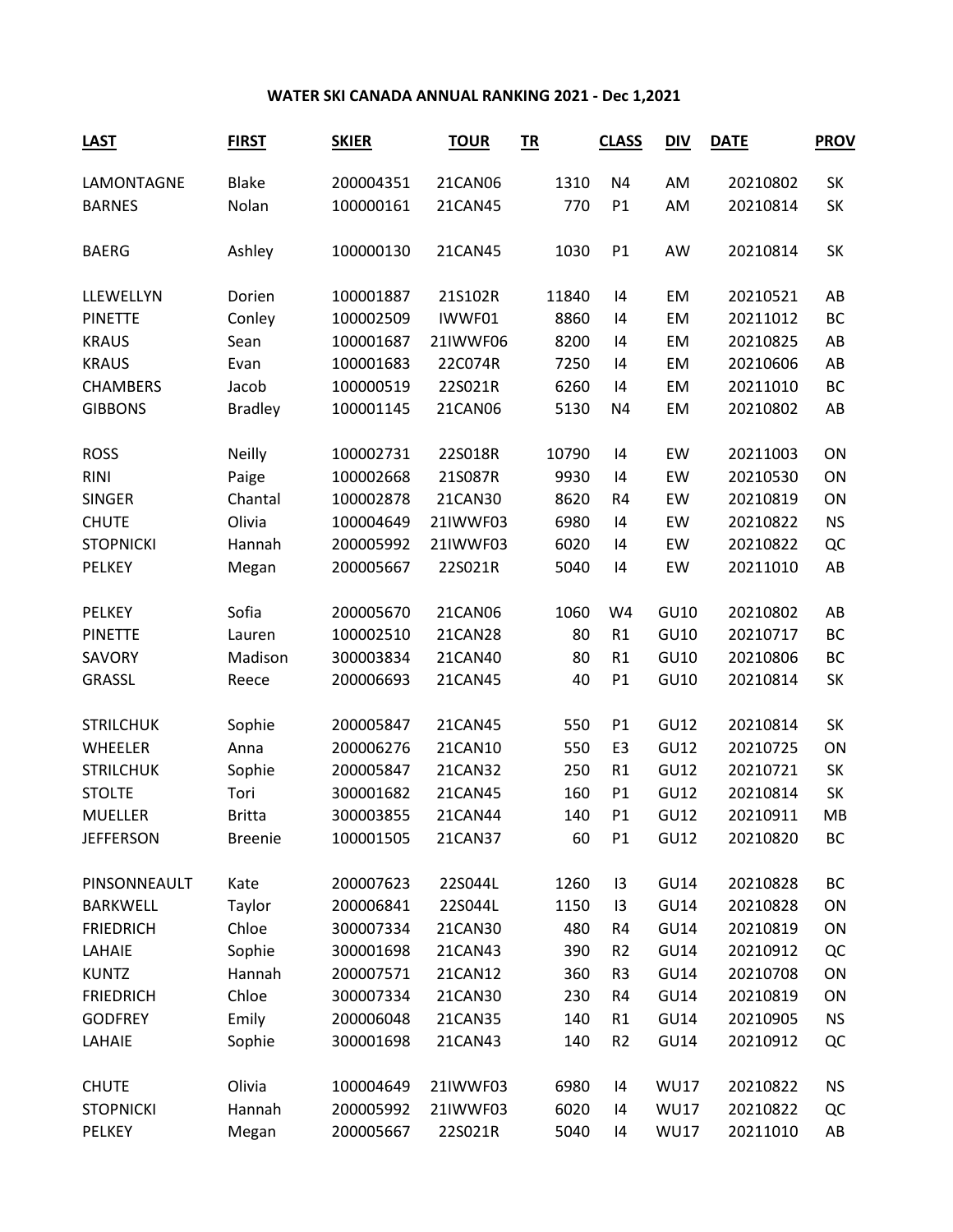# WATER SKI CANADA ANNUAL RANKING 2021 - Dec 1,2021

| LAST | FIRST | SKIER | TOUR | TR | CLASS | DIV | DATE | PROV |
|---|---|---|---|---|---|---|---|---|
| LAMONTAGNE | Blake | 200004351 | 21CAN06 | 1310 | N4 | AM | 20210802 | SK |
| BARNES | Nolan | 100000161 | 21CAN45 | 770 | P1 | AM | 20210814 | SK |
| | | | | | | | | |
| BAERG | Ashley | 100000130 | 21CAN45 | 1030 | P1 | AW | 20210814 | SK |
| | | | | | | | | |
| LLEWELLYN | Dorien | 100001887 | 21S102R | 11840 | I4 | EM | 20210521 | AB |
| PINETTE | Conley | 100002509 | IWWF01 | 8860 | I4 | EM | 20211012 | BC |
| KRAUS | Sean | 100001687 | 21IWWF06 | 8200 | I4 | EM | 20210825 | AB |
| KRAUS | Evan | 100001683 | 22C074R | 7250 | I4 | EM | 20210606 | AB |
| CHAMBERS | Jacob | 100000519 | 22S021R | 6260 | I4 | EM | 20211010 | BC |
| GIBBONS | Bradley | 100001145 | 21CAN06 | 5130 | N4 | EM | 20210802 | AB |
| | | | | | | | | |
| ROSS | Neilly | 100002731 | 22S018R | 10790 | I4 | EW | 20211003 | ON |
| RINI | Paige | 100002668 | 21S087R | 9930 | I4 | EW | 20210530 | ON |
| SINGER | Chantal | 100002878 | 21CAN30 | 8620 | R4 | EW | 20210819 | ON |
| CHUTE | Olivia | 100004649 | 21IWWF03 | 6980 | I4 | EW | 20210822 | NS |
| STOPNICKI | Hannah | 200005992 | 21IWWF03 | 6020 | I4 | EW | 20210822 | QC |
| PELKEY | Megan | 200005667 | 22S021R | 5040 | I4 | EW | 20211010 | AB |
| | | | | | | | | |
| PELKEY | Sofia | 200005670 | 21CAN06 | 1060 | W4 | GU10 | 20210802 | AB |
| PINETTE | Lauren | 100002510 | 21CAN28 | 80 | R1 | GU10 | 20210717 | BC |
| SAVORY | Madison | 300003834 | 21CAN40 | 80 | R1 | GU10 | 20210806 | BC |
| GRASSL | Reece | 200006693 | 21CAN45 | 40 | P1 | GU10 | 20210814 | SK |
| | | | | | | | | |
| STRILCHUK | Sophie | 200005847 | 21CAN45 | 550 | P1 | GU12 | 20210814 | SK |
| WHEELER | Anna | 200006276 | 21CAN10 | 550 | E3 | GU12 | 20210725 | ON |
| STRILCHUK | Sophie | 200005847 | 21CAN32 | 250 | R1 | GU12 | 20210721 | SK |
| STOLTE | Tori | 300001682 | 21CAN45 | 160 | P1 | GU12 | 20210814 | SK |
| MUELLER | Britta | 300003855 | 21CAN44 | 140 | P1 | GU12 | 20210911 | MB |
| JEFFERSON | Breenie | 100001505 | 21CAN37 | 60 | P1 | GU12 | 20210820 | BC |
| | | | | | | | | |
| PINSONNEAULT | Kate | 200007623 | 22S044L | 1260 | I3 | GU14 | 20210828 | BC |
| BARKWELL | Taylor | 200006841 | 22S044L | 1150 | I3 | GU14 | 20210828 | ON |
| FRIEDRICH | Chloe | 300007334 | 21CAN30 | 480 | R4 | GU14 | 20210819 | ON |
| LAHAIE | Sophie | 300001698 | 21CAN43 | 390 | R2 | GU14 | 20210912 | QC |
| KUNTZ | Hannah | 200007571 | 21CAN12 | 360 | R3 | GU14 | 20210708 | ON |
| FRIEDRICH | Chloe | 300007334 | 21CAN30 | 230 | R4 | GU14 | 20210819 | ON |
| GODFREY | Emily | 200006048 | 21CAN35 | 140 | R1 | GU14 | 20210905 | NS |
| LAHAIE | Sophie | 300001698 | 21CAN43 | 140 | R2 | GU14 | 20210912 | QC |
| | | | | | | | | |
| CHUTE | Olivia | 100004649 | 21IWWF03 | 6980 | I4 | WU17 | 20210822 | NS |
| STOPNICKI | Hannah | 200005992 | 21IWWF03 | 6020 | I4 | WU17 | 20210822 | QC |
| PELKEY | Megan | 200005667 | 22S021R | 5040 | I4 | WU17 | 20211010 | AB |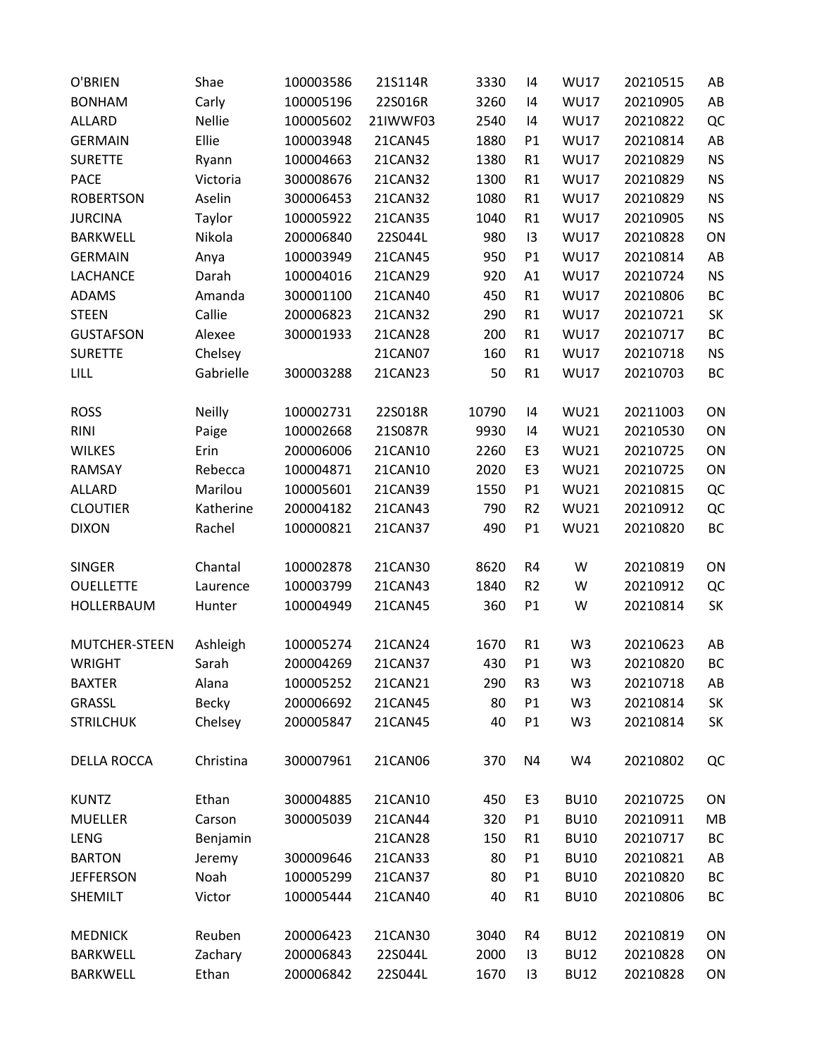| | | | | | | | | |
|---|---|---|---|---|---|---|---|---|
| O'BRIEN | Shae | 100003586 | 21S114R | 3330 | I4 | WU17 | 20210515 | AB |
| BONHAM | Carly | 100005196 | 22S016R | 3260 | I4 | WU17 | 20210905 | AB |
| ALLARD | Nellie | 100005602 | 21IWWF03 | 2540 | I4 | WU17 | 20210822 | QC |
| GERMAIN | Ellie | 100003948 | 21CAN45 | 1880 | P1 | WU17 | 20210814 | AB |
| SURETTE | Ryann | 100004663 | 21CAN32 | 1380 | R1 | WU17 | 20210829 | NS |
| PACE | Victoria | 300008676 | 21CAN32 | 1300 | R1 | WU17 | 20210829 | NS |
| ROBERTSON | Aselin | 300006453 | 21CAN32 | 1080 | R1 | WU17 | 20210829 | NS |
| JURCINA | Taylor | 100005922 | 21CAN35 | 1040 | R1 | WU17 | 20210905 | NS |
| BARKWELL | Nikola | 200006840 | 22S044L | 980 | I3 | WU17 | 20210828 | ON |
| GERMAIN | Anya | 100003949 | 21CAN45 | 950 | P1 | WU17 | 20210814 | AB |
| LACHANCE | Darah | 100004016 | 21CAN29 | 920 | A1 | WU17 | 20210724 | NS |
| ADAMS | Amanda | 300001100 | 21CAN40 | 450 | R1 | WU17 | 20210806 | BC |
| STEEN | Callie | 200006823 | 21CAN32 | 290 | R1 | WU17 | 20210721 | SK |
| GUSTAFSON | Alexee | 300001933 | 21CAN28 | 200 | R1 | WU17 | 20210717 | BC |
| SURETTE | Chelsey | | 21CAN07 | 160 | R1 | WU17 | 20210718 | NS |
| LILL | Gabrielle | 300003288 | 21CAN23 | 50 | R1 | WU17 | 20210703 | BC |
| | | | | | | | | |
| ROSS | Neilly | 100002731 | 22S018R | 10790 | I4 | WU21 | 20211003 | ON |
| RINI | Paige | 100002668 | 21S087R | 9930 | I4 | WU21 | 20210530 | ON |
| WILKES | Erin | 200006006 | 21CAN10 | 2260 | E3 | WU21 | 20210725 | ON |
| RAMSAY | Rebecca | 100004871 | 21CAN10 | 2020 | E3 | WU21 | 20210725 | ON |
| ALLARD | Marilou | 100005601 | 21CAN39 | 1550 | P1 | WU21 | 20210815 | QC |
| CLOUTIER | Katherine | 200004182 | 21CAN43 | 790 | R2 | WU21 | 20210912 | QC |
| DIXON | Rachel | 100000821 | 21CAN37 | 490 | P1 | WU21 | 20210820 | BC |
| | | | | | | | | |
| SINGER | Chantal | 100002878 | 21CAN30 | 8620 | R4 | W | 20210819 | ON |
| OUELLETTE | Laurence | 100003799 | 21CAN43 | 1840 | R2 | W | 20210912 | QC |
| HOLLERBAUM | Hunter | 100004949 | 21CAN45 | 360 | P1 | W | 20210814 | SK |
| | | | | | | | | |
| MUTCHER-STEEN | Ashleigh | 100005274 | 21CAN24 | 1670 | R1 | W3 | 20210623 | AB |
| WRIGHT | Sarah | 200004269 | 21CAN37 | 430 | P1 | W3 | 20210820 | BC |
| BAXTER | Alana | 100005252 | 21CAN21 | 290 | R3 | W3 | 20210718 | AB |
| GRASSL | Becky | 200006692 | 21CAN45 | 80 | P1 | W3 | 20210814 | SK |
| STRILCHUK | Chelsey | 200005847 | 21CAN45 | 40 | P1 | W3 | 20210814 | SK |
| | | | | | | | | |
| DELLA ROCCA | Christina | 300007961 | 21CAN06 | 370 | N4 | W4 | 20210802 | QC |
| | | | | | | | | |
| KUNTZ | Ethan | 300004885 | 21CAN10 | 450 | E3 | BU10 | 20210725 | ON |
| MUELLER | Carson | 300005039 | 21CAN44 | 320 | P1 | BU10 | 20210911 | MB |
| LENG | Benjamin | | 21CAN28 | 150 | R1 | BU10 | 20210717 | BC |
| BARTON | Jeremy | 300009646 | 21CAN33 | 80 | P1 | BU10 | 20210821 | AB |
| JEFFERSON | Noah | 100005299 | 21CAN37 | 80 | P1 | BU10 | 20210820 | BC |
| SHEMILT | Victor | 100005444 | 21CAN40 | 40 | R1 | BU10 | 20210806 | BC |
| | | | | | | | | |
| MEDNICK | Reuben | 200006423 | 21CAN30 | 3040 | R4 | BU12 | 20210819 | ON |
| BARKWELL | Zachary | 200006843 | 22S044L | 2000 | I3 | BU12 | 20210828 | ON |
| BARKWELL | Ethan | 200006842 | 22S044L | 1670 | I3 | BU12 | 20210828 | ON |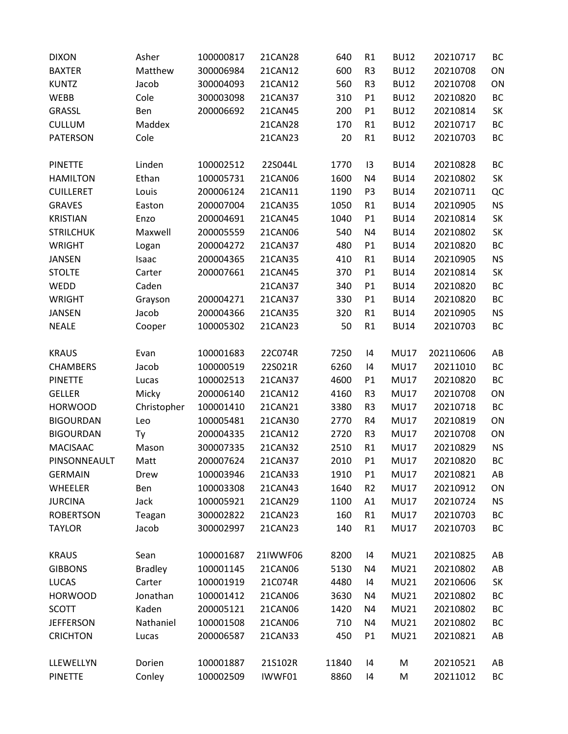| | | | | | | | | |
|---|---|---|---|---|---|---|---|---|
| DIXON | Asher | 100000817 | 21CAN28 | 640 | R1 | BU12 | 20210717 | BC |
| BAXTER | Matthew | 300006984 | 21CAN12 | 600 | R3 | BU12 | 20210708 | ON |
| KUNTZ | Jacob | 300004093 | 21CAN12 | 560 | R3 | BU12 | 20210708 | ON |
| WEBB | Cole | 300003098 | 21CAN37 | 310 | P1 | BU12 | 20210820 | BC |
| GRASSL | Ben | 200006692 | 21CAN45 | 200 | P1 | BU12 | 20210814 | SK |
| CULLUM | Maddex | | 21CAN28 | 170 | R1 | BU12 | 20210717 | BC |
| PATERSON | Cole | | 21CAN23 | 20 | R1 | BU12 | 20210703 | BC |
| | | | | | | | | |
| PINETTE | Linden | 100002512 | 22S044L | 1770 | I3 | BU14 | 20210828 | BC |
| HAMILTON | Ethan | 100005731 | 21CAN06 | 1600 | N4 | BU14 | 20210802 | SK |
| CUILLERET | Louis | 200006124 | 21CAN11 | 1190 | P3 | BU14 | 20210711 | QC |
| GRAVES | Easton | 200007004 | 21CAN35 | 1050 | R1 | BU14 | 20210905 | NS |
| KRISTIAN | Enzo | 200004691 | 21CAN45 | 1040 | P1 | BU14 | 20210814 | SK |
| STRILCHUK | Maxwell | 200005559 | 21CAN06 | 540 | N4 | BU14 | 20210802 | SK |
| WRIGHT | Logan | 200004272 | 21CAN37 | 480 | P1 | BU14 | 20210820 | BC |
| JANSEN | Isaac | 200004365 | 21CAN35 | 410 | R1 | BU14 | 20210905 | NS |
| STOLTE | Carter | 200007661 | 21CAN45 | 370 | P1 | BU14 | 20210814 | SK |
| WEDD | Caden | | 21CAN37 | 340 | P1 | BU14 | 20210820 | BC |
| WRIGHT | Grayson | 200004271 | 21CAN37 | 330 | P1 | BU14 | 20210820 | BC |
| JANSEN | Jacob | 200004366 | 21CAN35 | 320 | R1 | BU14 | 20210905 | NS |
| NEALE | Cooper | 100005302 | 21CAN23 | 50 | R1 | BU14 | 20210703 | BC |
| | | | | | | | | |
| KRAUS | Evan | 100001683 | 22C074R | 7250 | I4 | MU17 | 202110606 | AB |
| CHAMBERS | Jacob | 100000519 | 22S021R | 6260 | I4 | MU17 | 20211010 | BC |
| PINETTE | Lucas | 100002513 | 21CAN37 | 4600 | P1 | MU17 | 20210820 | BC |
| GELLER | Micky | 200006140 | 21CAN12 | 4160 | R3 | MU17 | 20210708 | ON |
| HORWOOD | Christopher | 100001410 | 21CAN21 | 3380 | R3 | MU17 | 20210718 | BC |
| BIGOURDAN | Leo | 100005481 | 21CAN30 | 2770 | R4 | MU17 | 20210819 | ON |
| BIGOURDAN | Ty | 200004335 | 21CAN12 | 2720 | R3 | MU17 | 20210708 | ON |
| MACISAAC | Mason | 300007335 | 21CAN32 | 2510 | R1 | MU17 | 20210829 | NS |
| PINSONNEAULT | Matt | 200007624 | 21CAN37 | 2010 | P1 | MU17 | 20210820 | BC |
| GERMAIN | Drew | 100003946 | 21CAN33 | 1910 | P1 | MU17 | 20210821 | AB |
| WHEELER | Ben | 100003308 | 21CAN43 | 1640 | R2 | MU17 | 20210912 | ON |
| JURCINA | Jack | 100005921 | 21CAN29 | 1100 | A1 | MU17 | 20210724 | NS |
| ROBERTSON | Teagan | 300002822 | 21CAN23 | 160 | R1 | MU17 | 20210703 | BC |
| TAYLOR | Jacob | 300002997 | 21CAN23 | 140 | R1 | MU17 | 20210703 | BC |
| | | | | | | | | |
| KRAUS | Sean | 100001687 | 21IWWF06 | 8200 | I4 | MU21 | 20210825 | AB |
| GIBBONS | Bradley | 100001145 | 21CAN06 | 5130 | N4 | MU21 | 20210802 | AB |
| LUCAS | Carter | 100001919 | 21C074R | 4480 | I4 | MU21 | 20210606 | SK |
| HORWOOD | Jonathan | 100001412 | 21CAN06 | 3630 | N4 | MU21 | 20210802 | BC |
| SCOTT | Kaden | 200005121 | 21CAN06 | 1420 | N4 | MU21 | 20210802 | BC |
| JEFFERSON | Nathaniel | 100001508 | 21CAN06 | 710 | N4 | MU21 | 20210802 | BC |
| CRICHTON | Lucas | 200006587 | 21CAN33 | 450 | P1 | MU21 | 20210821 | AB |
| | | | | | | | | |
| LLEWELLYN | Dorien | 100001887 | 21S102R | 11840 | I4 | M | 20210521 | AB |
| PINETTE | Conley | 100002509 | IWWF01 | 8860 | I4 | M | 20211012 | BC |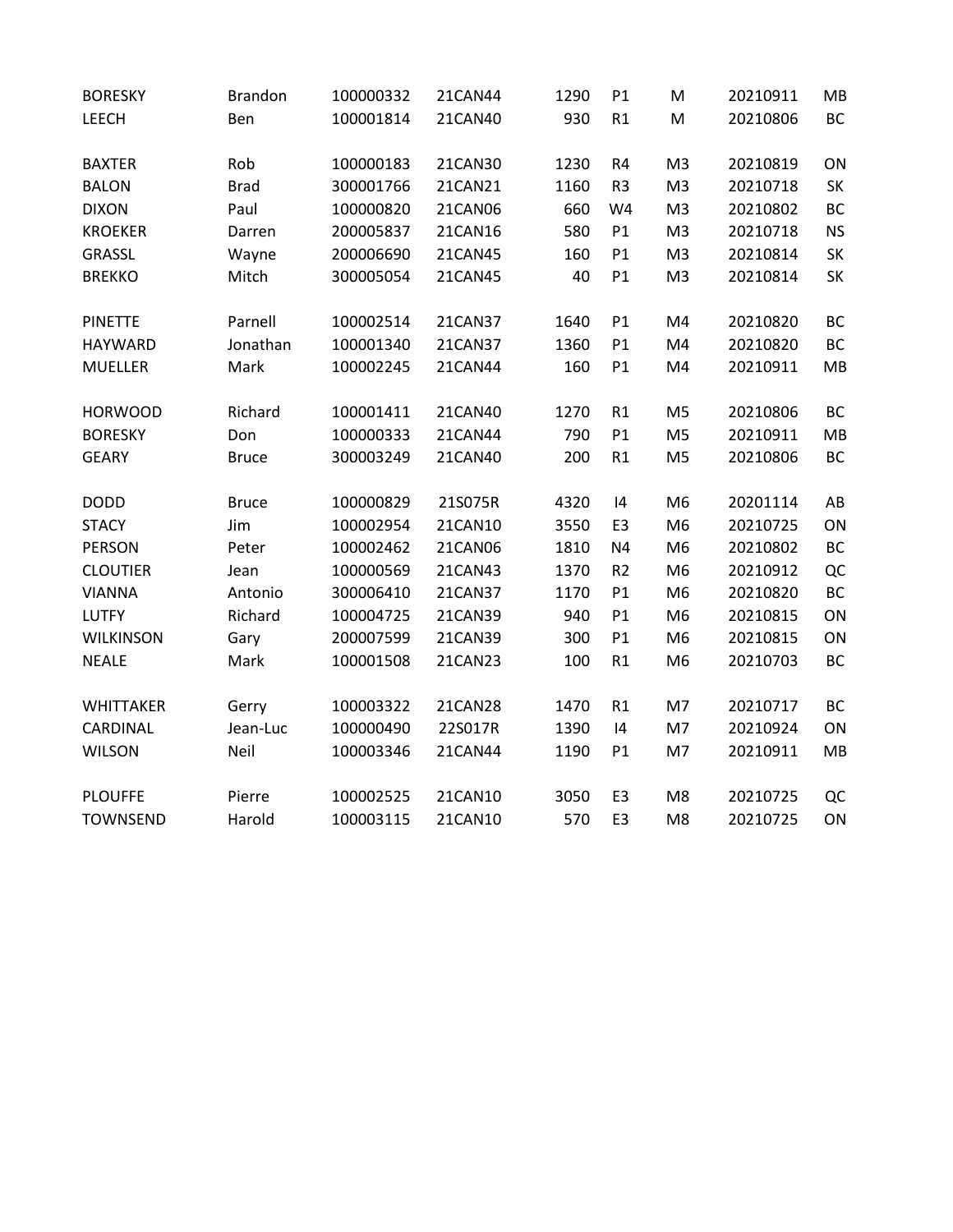| | | | | | | | | |
|---|---|---|---|---|---|---|---|---|
| BORESKY | Brandon | 100000332 | 21CAN44 | 1290 | P1 | M | 20210911 | MB |
| LEECH | Ben | 100001814 | 21CAN40 | 930 | R1 | M | 20210806 | BC |
| | | | | | | | | |
| BAXTER | Rob | 100000183 | 21CAN30 | 1230 | R4 | M3 | 20210819 | ON |
| BALON | Brad | 300001766 | 21CAN21 | 1160 | R3 | M3 | 20210718 | SK |
| DIXON | Paul | 100000820 | 21CAN06 | 660 | W4 | M3 | 20210802 | BC |
| KROEKER | Darren | 200005837 | 21CAN16 | 580 | P1 | M3 | 20210718 | NS |
| GRASSL | Wayne | 200006690 | 21CAN45 | 160 | P1 | M3 | 20210814 | SK |
| BREKKO | Mitch | 300005054 | 21CAN45 | 40 | P1 | M3 | 20210814 | SK |
| | | | | | | | | |
| PINETTE | Parnell | 100002514 | 21CAN37 | 1640 | P1 | M4 | 20210820 | BC |
| HAYWARD | Jonathan | 100001340 | 21CAN37 | 1360 | P1 | M4 | 20210820 | BC |
| MUELLER | Mark | 100002245 | 21CAN44 | 160 | P1 | M4 | 20210911 | MB |
| | | | | | | | | |
| HORWOOD | Richard | 100001411 | 21CAN40 | 1270 | R1 | M5 | 20210806 | BC |
| BORESKY | Don | 100000333 | 21CAN44 | 790 | P1 | M5 | 20210911 | MB |
| GEARY | Bruce | 300003249 | 21CAN40 | 200 | R1 | M5 | 20210806 | BC |
| | | | | | | | | |
| DODD | Bruce | 100000829 | 21S075R | 4320 | I4 | M6 | 20201114 | AB |
| STACY | Jim | 100002954 | 21CAN10 | 3550 | E3 | M6 | 20210725 | ON |
| PERSON | Peter | 100002462 | 21CAN06 | 1810 | N4 | M6 | 20210802 | BC |
| CLOUTIER | Jean | 100000569 | 21CAN43 | 1370 | R2 | M6 | 20210912 | QC |
| VIANNA | Antonio | 300006410 | 21CAN37 | 1170 | P1 | M6 | 20210820 | BC |
| LUTFY | Richard | 100004725 | 21CAN39 | 940 | P1 | M6 | 20210815 | ON |
| WILKINSON | Gary | 200007599 | 21CAN39 | 300 | P1 | M6 | 20210815 | ON |
| NEALE | Mark | 100001508 | 21CAN23 | 100 | R1 | M6 | 20210703 | BC |
| | | | | | | | | |
| WHITTAKER | Gerry | 100003322 | 21CAN28 | 1470 | R1 | M7 | 20210717 | BC |
| CARDINAL | Jean-Luc | 100000490 | 22S017R | 1390 | I4 | M7 | 20210924 | ON |
| WILSON | Neil | 100003346 | 21CAN44 | 1190 | P1 | M7 | 20210911 | MB |
| | | | | | | | | |
| PLOUFFE | Pierre | 100002525 | 21CAN10 | 3050 | E3 | M8 | 20210725 | QC |
| TOWNSEND | Harold | 100003115 | 21CAN10 | 570 | E3 | M8 | 20210725 | ON |